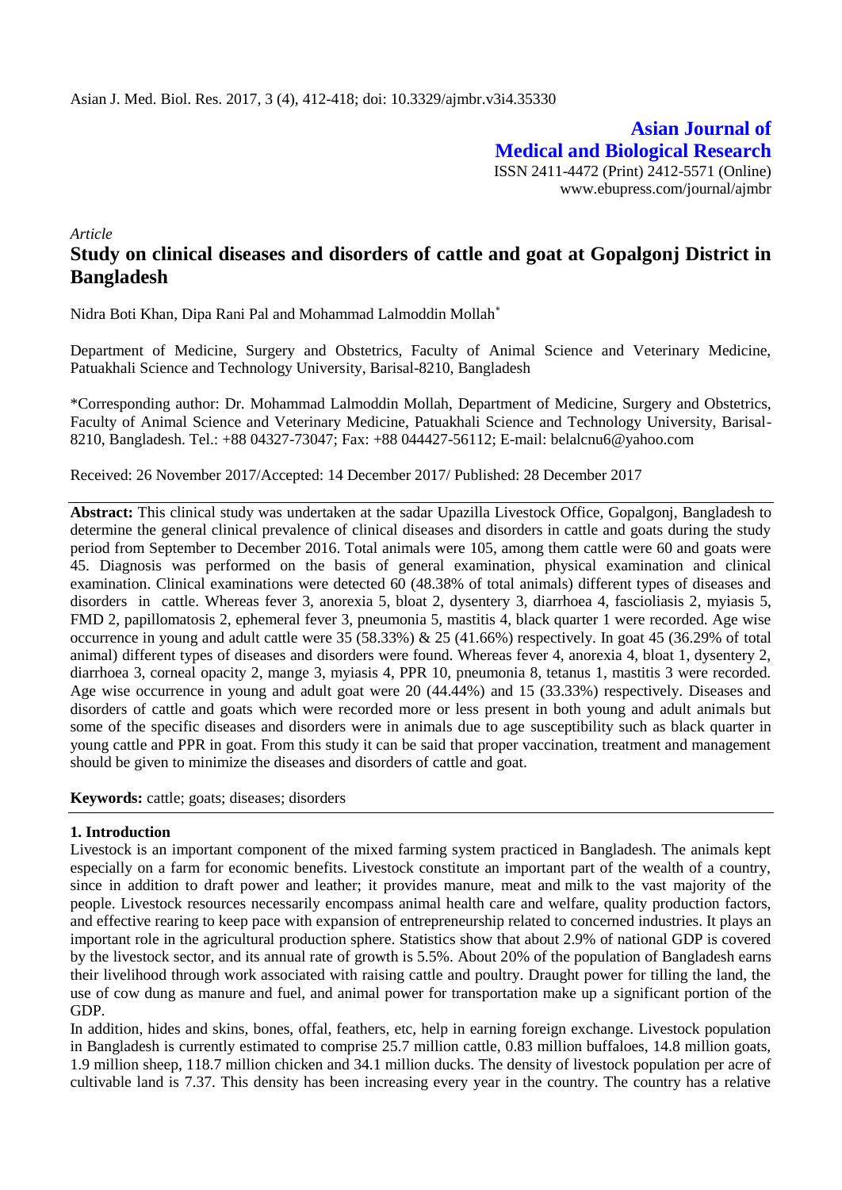**Asian Journal of Medical and Biological Research**

ISSN 2411-4472 (Print) 2412-5571 (Online)
www.ebupress.com/journal/ajmbr

*Article*

# Study on clinical diseases and disorders of cattle and goat at Gopalgonj District in Bangladesh

Nidra Boti Khan, Dipa Rani Pal and Mohammad Lalmoddin Mollah*

Department of Medicine, Surgery and Obstetrics, Faculty of Animal Science and Veterinary Medicine, Patuakhali Science and Technology University, Barisal-8210, Bangladesh

*Corresponding author: Dr. Mohammad Lalmoddin Mollah, Department of Medicine, Surgery and Obstetrics, Faculty of Animal Science and Veterinary Medicine, Patuakhali Science and Technology University, Barisal-8210, Bangladesh. Tel.: +88 04327-73047; Fax: +88 044427-56112; E-mail: belalcnu6@yahoo.com

Received: 26 November 2017/Accepted: 14 December 2017/ Published: 28 December 2017

**Abstract:** This clinical study was undertaken at the sadar Upazilla Livestock Office, Gopalgonj, Bangladesh to determine the general clinical prevalence of clinical diseases and disorders in cattle and goats during the study period from September to December 2016. Total animals were 105, among them cattle were 60 and goats were 45. Diagnosis was performed on the basis of general examination, physical examination and clinical examination. Clinical examinations were detected 60 (48.38% of total animals) different types of diseases and disorders in cattle. Whereas fever 3, anorexia 5, bloat 2, dysentery 3, diarrhoea 4, fascioliasis 2, myiasis 5, FMD 2, papillomatosis 2, ephemeral fever 3, pneumonia 5, mastitis 4, black quarter 1 were recorded. Age wise occurrence in young and adult cattle were 35 (58.33%) & 25 (41.66%) respectively. In goat 45 (36.29% of total animal) different types of diseases and disorders were found. Whereas fever 4, anorexia 4, bloat 1, dysentery 2, diarrhoea 3, corneal opacity 2, mange 3, myiasis 4, PPR 10, pneumonia 8, tetanus 1, mastitis 3 were recorded. Age wise occurrence in young and adult goat were 20 (44.44%) and 15 (33.33%) respectively. Diseases and disorders of cattle and goats which were recorded more or less present in both young and adult animals but some of the specific diseases and disorders were in animals due to age susceptibility such as black quarter in young cattle and PPR in goat. From this study it can be said that proper vaccination, treatment and management should be given to minimize the diseases and disorders of cattle and goat.

**Keywords:** cattle; goats; diseases; disorders

## 1. Introduction

Livestock is an important component of the mixed farming system practiced in Bangladesh. The animals kept especially on a farm for economic benefits. Livestock constitute an important part of the wealth of a country, since in addition to draft power and leather; it provides manure, meat and milk to the vast majority of the people. Livestock resources necessarily encompass animal health care and welfare, quality production factors, and effective rearing to keep pace with expansion of entrepreneurship related to concerned industries. It plays an important role in the agricultural production sphere. Statistics show that about 2.9% of national GDP is covered by the livestock sector, and its annual rate of growth is 5.5%. About 20% of the population of Bangladesh earns their livelihood through work associated with raising cattle and poultry. Draught power for tilling the land, the use of cow dung as manure and fuel, and animal power for transportation make up a significant portion of the GDP.

In addition, hides and skins, bones, offal, feathers, etc, help in earning foreign exchange. Livestock population in Bangladesh is currently estimated to comprise 25.7 million cattle, 0.83 million buffaloes, 14.8 million goats, 1.9 million sheep, 118.7 million chicken and 34.1 million ducks. The density of livestock population per acre of cultivable land is 7.37. This density has been increasing every year in the country. The country has a relative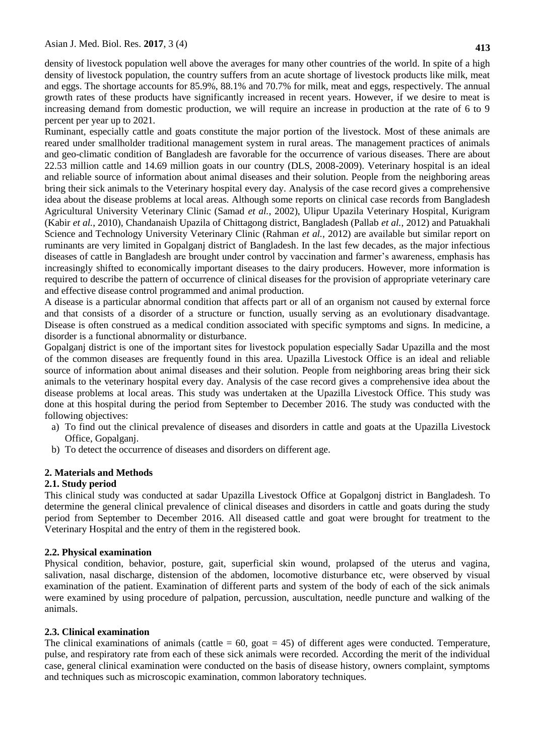density of livestock population well above the averages for many other countries of the world. In spite of a high density of livestock population, the country suffers from an acute shortage of livestock products like milk, meat and eggs. The shortage accounts for 85.9%, 88.1% and 70.7% for milk, meat and eggs, respectively. The annual growth rates of these products have significantly increased in recent years. However, if we desire to meat is increasing demand from domestic production, we will require an increase in production at the rate of 6 to 9 percent per year up to 2021.

Ruminant, especially cattle and goats constitute the major portion of the livestock. Most of these animals are reared under smallholder traditional management system in rural areas. The management practices of animals and geo-climatic condition of Bangladesh are favorable for the occurrence of various diseases. There are about 22.53 million cattle and 14.69 million goats in our country (DLS, 2008-2009). Veterinary hospital is an ideal and reliable source of information about animal diseases and their solution. People from the neighboring areas bring their sick animals to the Veterinary hospital every day. Analysis of the case record gives a comprehensive idea about the disease problems at local areas. Although some reports on clinical case records from Bangladesh Agricultural University Veterinary Clinic (Samad *et al.*, 2002), Ulipur Upazila Veterinary Hospital, Kurigram (Kabir *et al.*, 2010), Chandanaish Upazila of Chittagong district, Bangladesh (Pallab *et al.*, 2012) and Patuakhali Science and Technology University Veterinary Clinic (Rahman *et al.*, 2012) are available but similar report on ruminants are very limited in Gopalganj district of Bangladesh. In the last few decades, as the major infectious diseases of cattle in Bangladesh are brought under control by vaccination and farmer's awareness, emphasis has increasingly shifted to economically important diseases to the dairy producers. However, more information is required to describe the pattern of occurrence of clinical diseases for the provision of appropriate veterinary care and effective disease control programmed and animal production.

A disease is a particular abnormal condition that affects part or all of an organism not caused by external force and that consists of a disorder of a structure or function, usually serving as an evolutionary disadvantage. Disease is often construed as a medical condition associated with specific symptoms and signs. In medicine, a disorder is a functional abnormality or disturbance.

Gopalganj district is one of the important sites for livestock population especially Sadar Upazilla and the most of the common diseases are frequently found in this area. Upazilla Livestock Office is an ideal and reliable source of information about animal diseases and their solution. People from neighboring areas bring their sick animals to the veterinary hospital every day. Analysis of the case record gives a comprehensive idea about the disease problems at local areas. This study was undertaken at the Upazilla Livestock Office. This study was done at this hospital during the period from September to December 2016. The study was conducted with the following objectives:

a) To find out the clinical prevalence of diseases and disorders in cattle and goats at the Upazilla Livestock Office, Gopalganj.
b) To detect the occurrence of diseases and disorders on different age.

## 2. Materials and Methods

### 2.1. Study period

This clinical study was conducted at sadar Upazilla Livestock Office at Gopalgonj district in Bangladesh. To determine the general clinical prevalence of clinical diseases and disorders in cattle and goats during the study period from September to December 2016. All diseased cattle and goat were brought for treatment to the Veterinary Hospital and the entry of them in the registered book.

### 2.2. Physical examination

Physical condition, behavior, posture, gait, superficial skin wound, prolapsed of the uterus and vagina, salivation, nasal discharge, distension of the abdomen, locomotive disturbance etc, were observed by visual examination of the patient. Examination of different parts and system of the body of each of the sick animals were examined by using procedure of palpation, percussion, auscultation, needle puncture and walking of the animals.

### 2.3. Clinical examination

The clinical examinations of animals (cattle = 60, goat = 45) of different ages were conducted. Temperature, pulse, and respiratory rate from each of these sick animals were recorded. According the merit of the individual case, general clinical examination were conducted on the basis of disease history, owners complaint, symptoms and techniques such as microscopic examination, common laboratory techniques.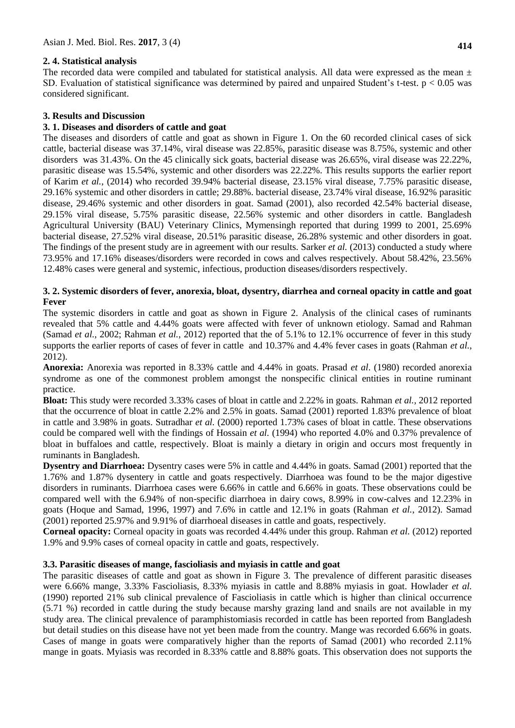### 2. 4. Statistical analysis

The recorded data were compiled and tabulated for statistical analysis. All data were expressed as the mean ± SD. Evaluation of statistical significance was determined by paired and unpaired Student's t-test. $p < 0.05$ was considered significant.

## 3. Results and Discussion

### 3. 1. Diseases and disorders of cattle and goat

The diseases and disorders of cattle and goat as shown in Figure 1. On the 60 recorded clinical cases of sick cattle, bacterial disease was 37.14%, viral disease was 22.85%, parasitic disease was 8.75%, systemic and other disorders was 31.43%. On the 45 clinically sick goats, bacterial disease was 26.65%, viral disease was 22.22%, parasitic disease was 15.54%, systemic and other disorders was 22.22%. This results supports the earlier report of Karim *et al.*, (2014) who recorded 39.94% bacterial disease, 23.15% viral disease, 7.75% parasitic disease, 29.16% systemic and other disorders in cattle; 29.88%. bacterial disease, 23.74% viral disease, 16.92% parasitic disease, 29.46% systemic and other disorders in goat. Samad (2001), also recorded 42.54% bacterial disease, 29.15% viral disease, 5.75% parasitic disease, 22.56% systemic and other disorders in cattle. Bangladesh Agricultural University (BAU) Veterinary Clinics, Mymensingh reported that during 1999 to 2001, 25.69% bacterial disease, 27.52% viral disease, 20.51% parasitic disease, 26.28% systemic and other disorders in goat. The findings of the present study are in agreement with our results. Sarker *et al.* (2013) conducted a study where 73.95% and 17.16% diseases/disorders were recorded in cows and calves respectively. About 58.42%, 23.56% 12.48% cases were general and systemic, infectious, production diseases/disorders respectively.

### 3. 2. Systemic disorders of fever, anorexia, bloat, dysentry, diarrhea and corneal opacity in cattle and goat Fever

The systemic disorders in cattle and goat as shown in Figure 2. Analysis of the clinical cases of ruminants revealed that 5% cattle and 4.44% goats were affected with fever of unknown etiology. Samad and Rahman (Samad *et al.*, 2002; Rahman *et al.*, 2012) reported that the of 5.1% to 12.1% occurrence of fever in this study supports the earlier reports of cases of fever in cattle and 10.37% and 4.4% fever cases in goats (Rahman *et al.*, 2012).

**Anorexia:** Anorexia was reported in 8.33% cattle and 4.44% in goats. Prasad *et al*. (1980) recorded anorexia syndrome as one of the commonest problem amongst the nonspecific clinical entities in routine ruminant practice.

**Bloat:** This study were recorded 3.33% cases of bloat in cattle and 2.22% in goats. Rahman *et al.*, 2012 reported that the occurrence of bloat in cattle 2.2% and 2.5% in goats. Samad (2001) reported 1.83% prevalence of bloat in cattle and 3.98% in goats. Sutradhar *et al.* (2000) reported 1.73% cases of bloat in cattle. These observations could be compared well with the findings of Hossain *et al.* (1994) who reported 4.0% and 0.37% prevalence of bloat in buffaloes and cattle, respectively. Bloat is mainly a dietary in origin and occurs most frequently in ruminants in Bangladesh.

**Dysentry and Diarrhoea:** Dysentry cases were 5% in cattle and 4.44% in goats. Samad (2001) reported that the 1.76% and 1.87% dysentery in cattle and goats respectively. Diarrhoea was found to be the major digestive disorders in ruminants. Diarrhoea cases were 6.66% in cattle and 6.66% in goats. These observations could be compared well with the 6.94% of non-specific diarrhoea in dairy cows, 8.99% in cow-calves and 12.23% in goats (Hoque and Samad, 1996, 1997) and 7.6% in cattle and 12.1% in goats (Rahman *et al.*, 2012). Samad (2001) reported 25.97% and 9.91% of diarrhoeal diseases in cattle and goats, respectively.

**Corneal opacity:** Corneal opacity in goats was recorded 4.44% under this group. Rahman *et al.* (2012) reported 1.9% and 9.9% cases of corneal opacity in cattle and goats, respectively.

### 3.3. Parasitic diseases of mange, fascioliasis and myiasis in cattle and goat

The parasitic diseases of cattle and goat as shown in Figure 3. The prevalence of different parasitic diseases were 6.66% mange, 3.33% Fascioliasis, 8.33% myiasis in cattle and 8.88% myiasis in goat. Howlader *et al.* (1990) reported 21% sub clinical prevalence of Fascioliasis in cattle which is higher than clinical occurrence (5.71 %) recorded in cattle during the study because marshy grazing land and snails are not available in my study area. The clinical prevalence of paramphistomiasis recorded in cattle has been reported from Bangladesh but detail studies on this disease have not yet been made from the country. Mange was recorded 6.66% in goats. Cases of mange in goats were comparatively higher than the reports of Samad (2001) who recorded 2.11% mange in goats. Myiasis was recorded in 8.33% cattle and 8.88% goats. This observation does not supports the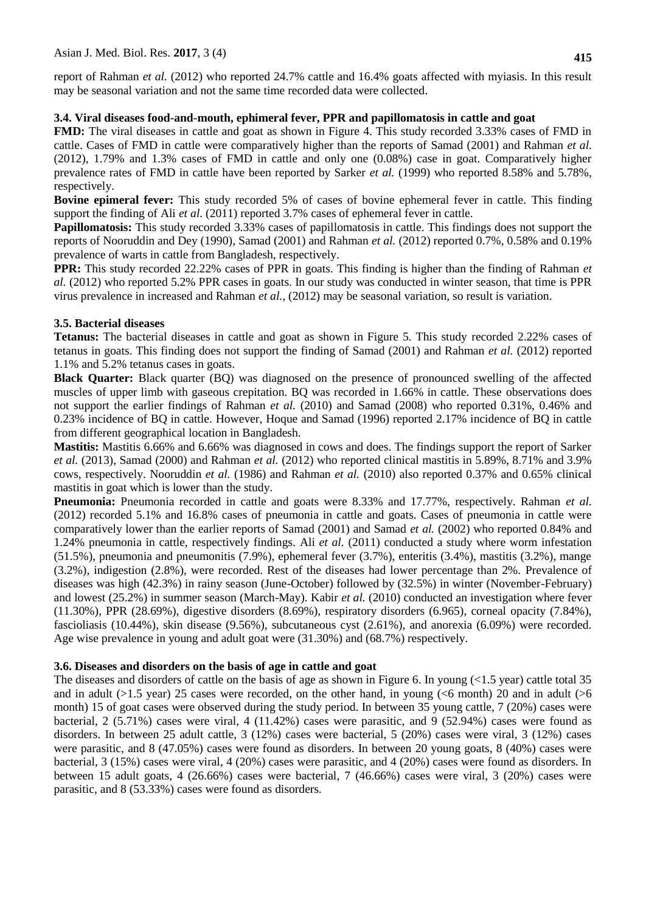report of Rahman *et al.* (2012) who reported 24.7% cattle and 16.4% goats affected with myiasis. In this result may be seasonal variation and not the same time recorded data were collected.

### 3.4. Viral diseases food-and-mouth, ephimeral fever, PPR and papillomatosis in cattle and goat

**FMD:** The viral diseases in cattle and goat as shown in Figure 4. This study recorded 3.33% cases of FMD in cattle. Cases of FMD in cattle were comparatively higher than the reports of Samad (2001) and Rahman *et al.* (2012), 1.79% and 1.3% cases of FMD in cattle and only one (0.08%) case in goat. Comparatively higher prevalence rates of FMD in cattle have been reported by Sarker *et al.* (1999) who reported 8.58% and 5.78%, respectively.

**Bovine epimeral fever:** This study recorded 5% of cases of bovine ephemeral fever in cattle. This finding support the finding of Ali *et al.* (2011) reported 3.7% cases of ephemeral fever in cattle.

**Papillomatosis:** This study recorded 3.33% cases of papillomatosis in cattle. This findings does not support the reports of Nooruddin and Dey (1990), Samad (2001) and Rahman *et al.* (2012) reported 0.7%, 0.58% and 0.19% prevalence of warts in cattle from Bangladesh, respectively.

**PPR:** This study recorded 22.22% cases of PPR in goats. This finding is higher than the finding of Rahman *et al.* (2012) who reported 5.2% PPR cases in goats. In our study was conducted in winter season, that time is PPR virus prevalence in increased and Rahman *et al.*, (2012) may be seasonal variation, so result is variation.

### 3.5. Bacterial diseases

**Tetanus:** The bacterial diseases in cattle and goat as shown in Figure 5. This study recorded 2.22% cases of tetanus in goats. This finding does not support the finding of Samad (2001) and Rahman *et al.* (2012) reported 1.1% and 5.2% tetanus cases in goats.

**Black Quarter:** Black quarter (BQ) was diagnosed on the presence of pronounced swelling of the affected muscles of upper limb with gaseous crepitation. BQ was recorded in 1.66% in cattle. These observations does not support the earlier findings of Rahman *et al.* (2010) and Samad (2008) who reported 0.31%, 0.46% and 0.23% incidence of BQ in cattle. However, Hoque and Samad (1996) reported 2.17% incidence of BQ in cattle from different geographical location in Bangladesh.

**Mastitis:** Mastitis 6.66% and 6.66% was diagnosed in cows and does. The findings support the report of Sarker *et al.* (2013), Samad (2000) and Rahman *et al.* (2012) who reported clinical mastitis in 5.89%, 8.71% and 3.9% cows, respectively. Nooruddin *et al.* (1986) and Rahman *et al.* (2010) also reported 0.37% and 0.65% clinical mastitis in goat which is lower than the study.

**Pneumonia:** Pneumonia recorded in cattle and goats were 8.33% and 17.77%, respectively. Rahman *et al.* (2012) recorded 5.1% and 16.8% cases of pneumonia in cattle and goats. Cases of pneumonia in cattle were comparatively lower than the earlier reports of Samad (2001) and Samad *et al.* (2002) who reported 0.84% and 1.24% pneumonia in cattle, respectively findings. Ali *et al.* (2011) conducted a study where worm infestation (51.5%), pneumonia and pneumonitis (7.9%), ephemeral fever (3.7%), enteritis (3.4%), mastitis (3.2%), mange (3.2%), indigestion (2.8%), were recorded. Rest of the diseases had lower percentage than 2%. Prevalence of diseases was high (42.3%) in rainy season (June-October) followed by (32.5%) in winter (November-February) and lowest (25.2%) in summer season (March-May). Kabir *et al.* (2010) conducted an investigation where fever (11.30%), PPR (28.69%), digestive disorders (8.69%), respiratory disorders (6.965), corneal opacity (7.84%), fascioliasis (10.44%), skin disease (9.56%), subcutaneous cyst (2.61%), and anorexia (6.09%) were recorded. Age wise prevalence in young and adult goat were (31.30%) and (68.7%) respectively.

### 3.6. Diseases and disorders on the basis of age in cattle and goat

The diseases and disorders of cattle on the basis of age as shown in Figure 6. In young (<1.5 year) cattle total 35 and in adult (>1.5 year) 25 cases were recorded, on the other hand, in young (<6 month) 20 and in adult (>6 month) 15 of goat cases were observed during the study period. In between 35 young cattle, 7 (20%) cases were bacterial, 2 (5.71%) cases were viral, 4 (11.42%) cases were parasitic, and 9 (52.94%) cases were found as disorders. In between 25 adult cattle, 3 (12%) cases were bacterial, 5 (20%) cases were viral, 3 (12%) cases were parasitic, and 8 (47.05%) cases were found as disorders. In between 20 young goats, 8 (40%) cases were bacterial, 3 (15%) cases were viral, 4 (20%) cases were parasitic, and 4 (20%) cases were found as disorders. In between 15 adult goats, 4 (26.66%) cases were bacterial, 7 (46.66%) cases were viral, 3 (20%) cases were parasitic, and 8 (53.33%) cases were found as disorders.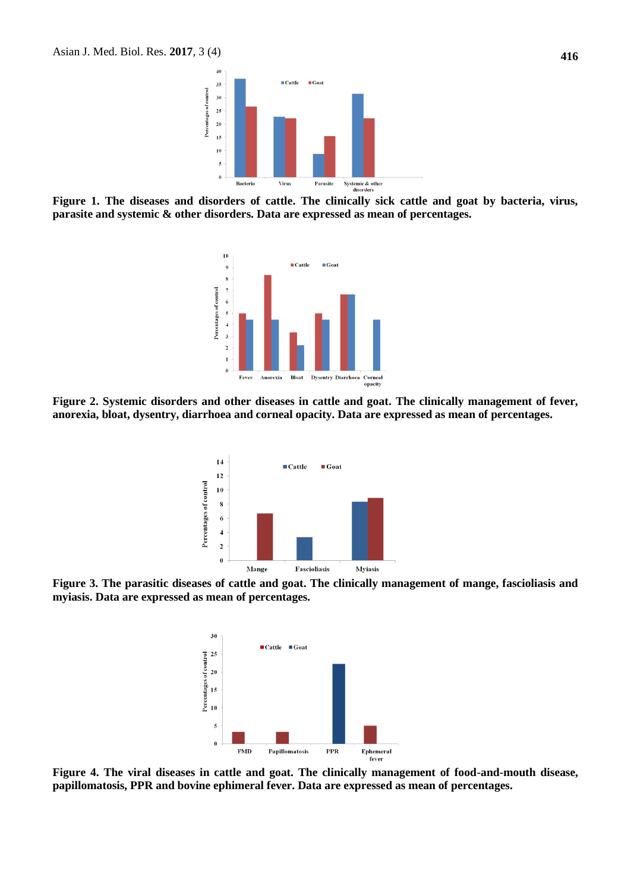**Figure 1. The diseases and disorders of cattle. The clinically sick cattle and goat by bacteria, virus, parasite and systemic & other disorders. Data are expressed as mean of percentages.**

**Figure 2. Systemic disorders and other diseases in cattle and goat. The clinically management of fever, anorexia, bloat, dysentry, diarrhoea and corneal opacity. Data are expressed as mean of percentages.**

**Figure 3. The parasitic diseases of cattle and goat. The clinically management of mange, fascioliasis and myiasis. Data are expressed as mean of percentages.**

**Figure 4. The viral diseases in cattle and goat. The clinically management of food-and-mouth disease, papillomatosis, PPR and bovine ephimeral fever. Data are expressed as mean of percentages.**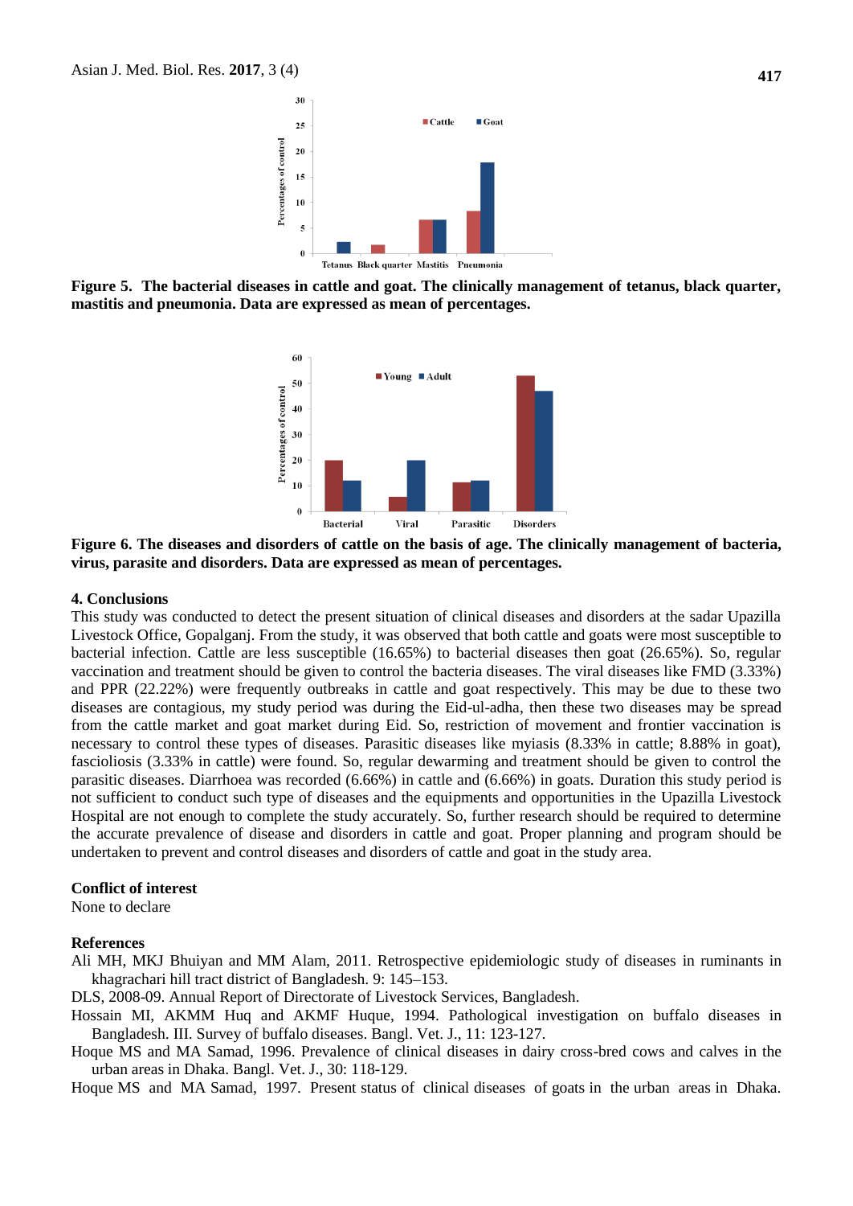**Figure 5. The bacterial diseases in cattle and goat. The clinically management of tetanus, black quarter, mastitis and pneumonia. Data are expressed as mean of percentages.**

**Figure 6. The diseases and disorders of cattle on the basis of age. The clinically management of bacteria, virus, parasite and disorders. Data are expressed as mean of percentages.**

## 4. Conclusions

This study was conducted to detect the present situation of clinical diseases and disorders at the sadar Upazilla Livestock Office, Gopalganj. From the study, it was observed that both cattle and goats were most susceptible to bacterial infection. Cattle are less susceptible (16.65%) to bacterial diseases then goat (26.65%). So, regular vaccination and treatment should be given to control the bacteria diseases. The viral diseases like FMD (3.33%) and PPR (22.22%) were frequently outbreaks in cattle and goat respectively. This may be due to these two diseases are contagious, my study period was during the Eid-ul-adha, then these two diseases may be spread from the cattle market and goat market during Eid. So, restriction of movement and frontier vaccination is necessary to control these types of diseases. Parasitic diseases like myiasis (8.33% in cattle; 8.88% in goat), fascioliosis (3.33% in cattle) were found. So, regular dewarming and treatment should be given to control the parasitic diseases. Diarrhoea was recorded (6.66%) in cattle and (6.66%) in goats. Duration this study period is not sufficient to conduct such type of diseases and the equipments and opportunities in the Upazilla Livestock Hospital are not enough to complete the study accurately. So, further research should be required to determine the accurate prevalence of disease and disorders in cattle and goat. Proper planning and program should be undertaken to prevent and control diseases and disorders of cattle and goat in the study area.

### Conflict of interest

None to declare

### References

Ali MH, MKJ Bhuiyan and MM Alam, 2011. Retrospective epidemiologic study of diseases in ruminants in khagrachari hill tract district of Bangladesh. 9: 145–153.

DLS, 2008-09. Annual Report of Directorate of Livestock Services, Bangladesh.

Hossain MI, AKMM Huq and AKMF Huque, 1994. Pathological investigation on buffalo diseases in Bangladesh. III. Survey of buffalo diseases. Bangl. Vet. J., 11: 123-127.

Hoque MS and MA Samad, 1996. Prevalence of clinical diseases in dairy cross-bred cows and calves in the urban areas in Dhaka. Bangl. Vet. J., 30: 118-129.

Hoque MS and MA Samad, 1997. Present status of clinical diseases of goats in the urban areas in Dhaka.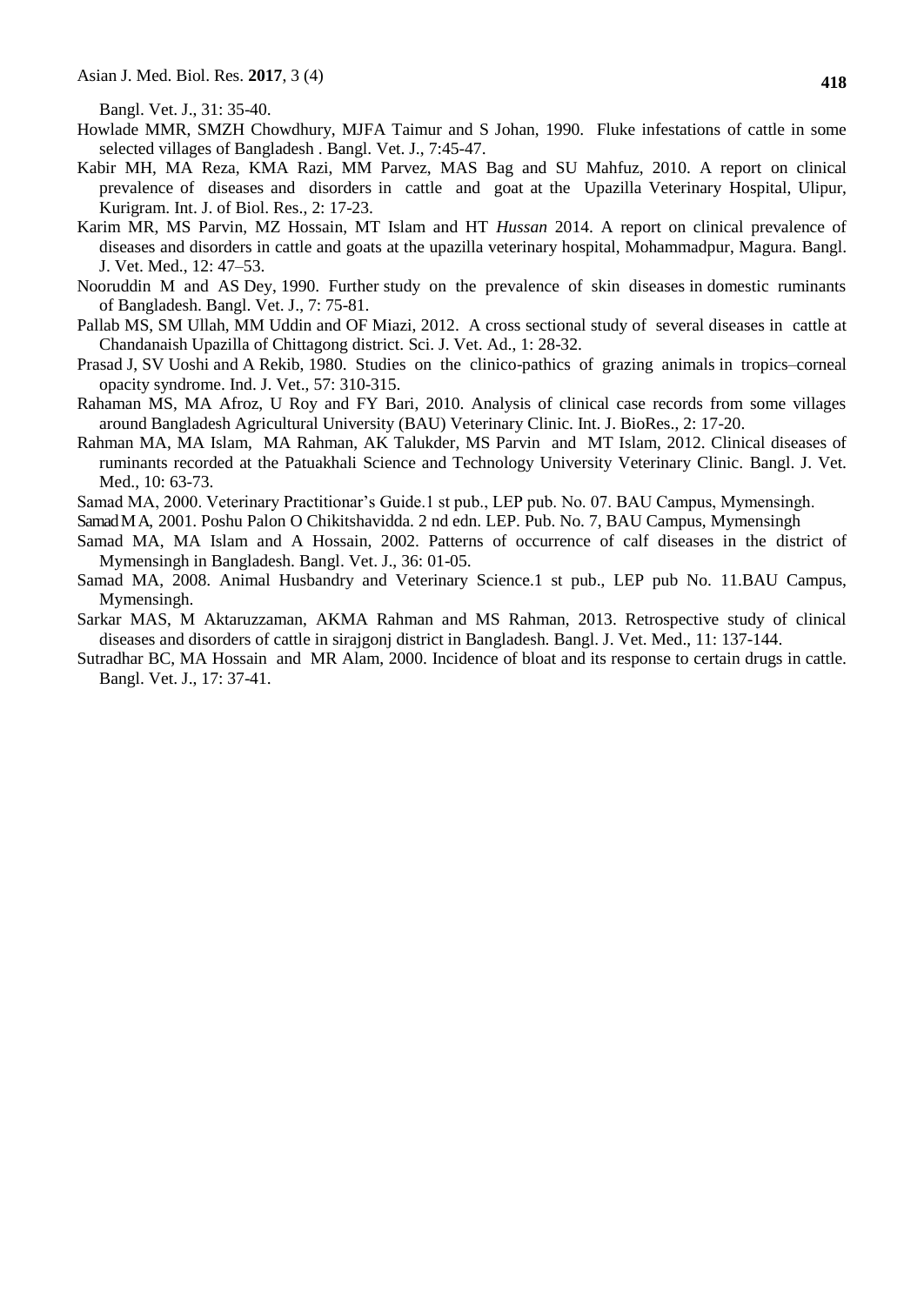Bangl. Vet. J., 31: 35-40.

Howlade MMR, SMZH Chowdhury, MJFA Taimur and S Johan, 1990. Fluke infestations of cattle in some selected villages of Bangladesh . Bangl. Vet. J., 7:45-47.

Kabir MH, MA Reza, KMA Razi, MM Parvez, MAS Bag and SU Mahfuz, 2010. A report on clinical prevalence of diseases and disorders in cattle and goat at the Upazilla Veterinary Hospital, Ulipur, Kurigram. Int. J. of Biol. Res., 2: 17-23.

Karim MR, MS Parvin, MZ Hossain, MT Islam and HT *Hussan* 2014. A report on clinical prevalence of diseases and disorders in cattle and goats at the upazilla veterinary hospital, Mohammadpur, Magura. Bangl. J. Vet. Med., 12: 47–53.

Nooruddin M and AS Dey, 1990. Further study on the prevalence of skin diseases in domestic ruminants of Bangladesh. Bangl. Vet. J., 7: 75-81.

Pallab MS, SM Ullah, MM Uddin and OF Miazi, 2012. A cross sectional study of several diseases in cattle at Chandanaish Upazilla of Chittagong district. Sci. J. Vet. Ad., 1: 28-32.

Prasad J, SV Uoshi and A Rekib, 1980. Studies on the clinico-pathics of grazing animals in tropics–corneal opacity syndrome. Ind. J. Vet., 57: 310-315.

Rahaman MS, MA Afroz, U Roy and FY Bari, 2010. Analysis of clinical case records from some villages around Bangladesh Agricultural University (BAU) Veterinary Clinic. Int. J. BioRes., 2: 17-20.

Rahman MA, MA Islam, MA Rahman, AK Talukder, MS Parvin and MT Islam, 2012. Clinical diseases of ruminants recorded at the Patuakhali Science and Technology University Veterinary Clinic. Bangl. J. Vet. Med., 10: 63-73.

Samad MA, 2000. Veterinary Practitionar's Guide.1 st pub., LEP pub. No. 07. BAU Campus, Mymensingh.

Samad MA, 2001. Poshu Palon O Chikitshavidda. 2 nd edn. LEP. Pub. No. 7, BAU Campus, Mymensingh

Samad MA, MA Islam and A Hossain, 2002. Patterns of occurrence of calf diseases in the district of Mymensingh in Bangladesh. Bangl. Vet. J., 36: 01-05.

Samad MA, 2008. Animal Husbandry and Veterinary Science.1 st pub., LEP pub No. 11.BAU Campus, Mymensingh.

Sarkar MAS, M Aktaruzzaman, AKMA Rahman and MS Rahman, 2013. Retrospective study of clinical diseases and disorders of cattle in sirajgonj district in Bangladesh. Bangl. J. Vet. Med., 11: 137-144.

Sutradhar BC, MA Hossain and MR Alam, 2000. Incidence of bloat and its response to certain drugs in cattle. Bangl. Vet. J., 17: 37-41.